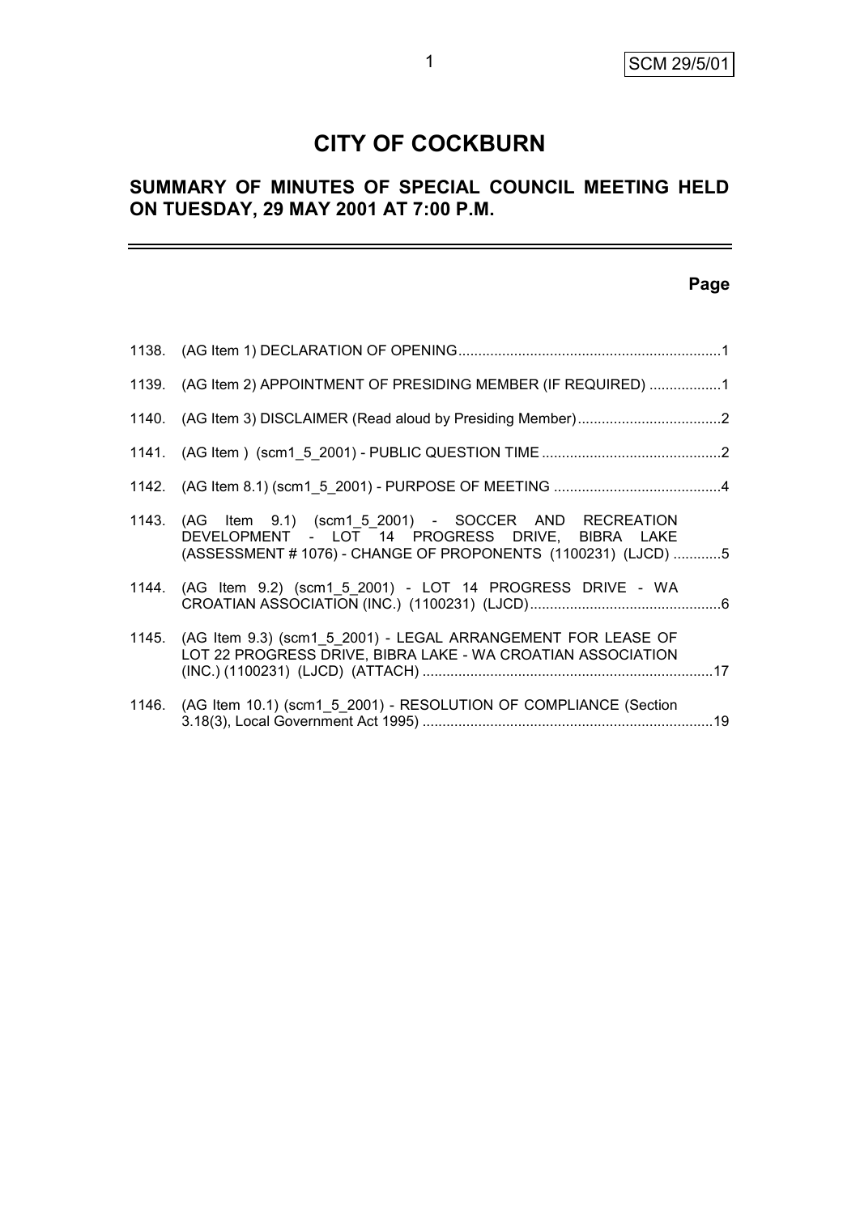# CITY OF COCKBURN

## SUMMARY OF MINUTES OF SPECIAL COUNCIL MEETING HELD ON TUESDAY, 29 MAY 2001 AT 7:00 P.M.

| | | Page |
|---|---|---|
| 1138. | (AG Item 1) DECLARATION OF OPENING | 1 |
| 1139. | (AG Item 2) APPOINTMENT OF PRESIDING MEMBER (IF REQUIRED) | 1 |
| 1140. | (AG Item 3) DISCLAIMER (Read aloud by Presiding Member) | 2 |
| 1141. | (AG Item ) (scm1_5_2001) - PUBLIC QUESTION TIME | 2 |
| 1142. | (AG Item 8.1) (scm1_5_2001) - PURPOSE OF MEETING | 4 |
| 1143. | (AG Item 9.1) (scm1_5_2001) - SOCCER AND RECREATION DEVELOPMENT - LOT 14 PROGRESS DRIVE, BIBRA LAKE (ASSESSMENT # 1076) - CHANGE OF PROPONENTS (1100231) (LJCD) | 5 |
| 1144. | (AG Item 9.2) (scm1_5_2001) - LOT 14 PROGRESS DRIVE - WA CROATIAN ASSOCIATION (INC.) (1100231) (LJCD) | 6 |
| 1145. | (AG Item 9.3) (scm1_5_2001) - LEGAL ARRANGEMENT FOR LEASE OF LOT 22 PROGRESS DRIVE, BIBRA LAKE - WA CROATIAN ASSOCIATION (INC.) (1100231) (LJCD) (ATTACH) | 17 |
| 1146. | (AG Item 10.1) (scm1_5_2001) - RESOLUTION OF COMPLIANCE (Section 3.18(3), Local Government Act 1995) | 19 |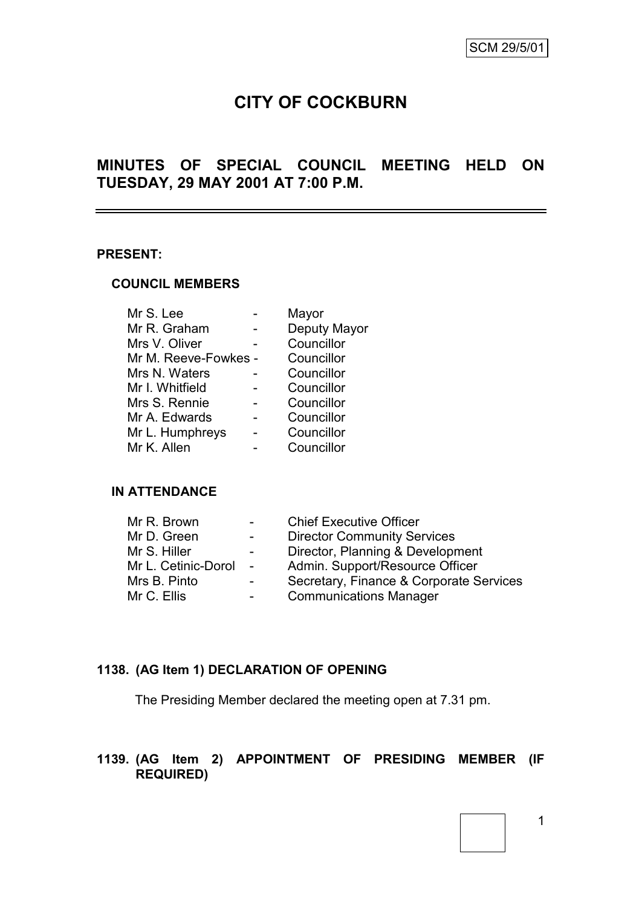SCM 29/5/01

# CITY OF COCKBURN

## MINUTES OF SPECIAL COUNCIL MEETING HELD ON TUESDAY, 29 MAY 2001 AT 7:00 P.M.

---

**PRESENT:**

**COUNCIL MEMBERS**

| | | |
|---|---|---|
| Mr S. Lee | - | Mayor |
| Mr R. Graham | - | Deputy Mayor |
| Mrs V. Oliver | - | Councillor |
| Mr M. Reeve-Fowkes | - | Councillor |
| Mrs N. Waters | - | Councillor |
| Mr I. Whitfield | - | Councillor |
| Mrs S. Rennie | - | Councillor |
| Mr A. Edwards | - | Councillor |
| Mr L. Humphreys | - | Councillor |
| Mr K. Allen | - | Councillor |

**IN ATTENDANCE**

| | | |
|---|---|---|
| Mr R. Brown | - | Chief Executive Officer |
| Mr D. Green | - | Director Community Services |
| Mr S. Hiller | - | Director, Planning & Development |
| Mr L. Cetinic-Dorol | - | Admin. Support/Resource Officer |
| Mrs B. Pinto | - | Secretary, Finance & Corporate Services |
| Mr C. Ellis | - | Communications Manager |

**1138. (AG Item 1) DECLARATION OF OPENING**

The Presiding Member declared the meeting open at 7.31 pm.

**1139. (AG Item 2) APPOINTMENT OF PRESIDING MEMBER (IF REQUIRED)**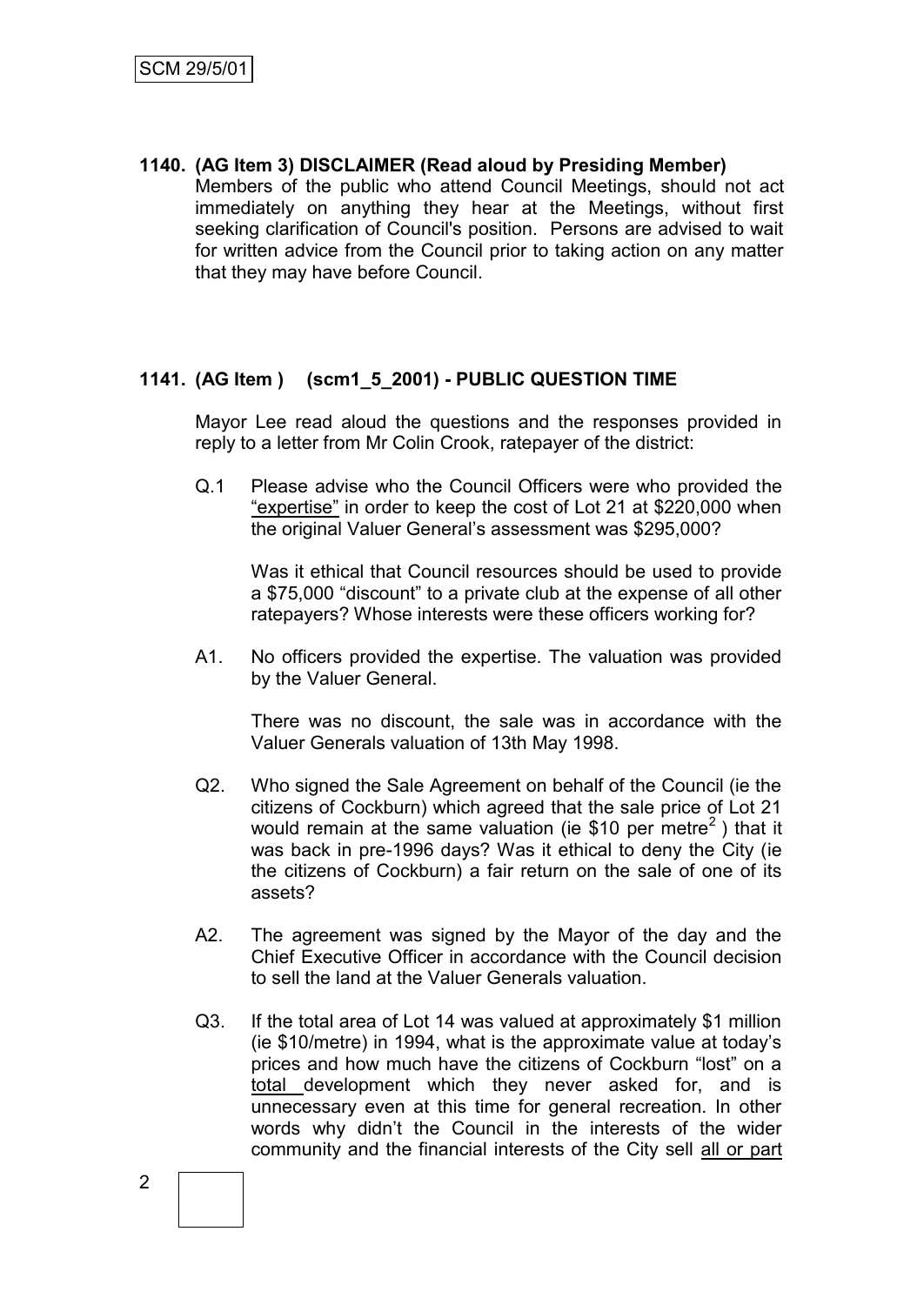**1140. (AG Item 3) DISCLAIMER (Read aloud by Presiding Member)**

Members of the public who attend Council Meetings, should not act immediately on anything they hear at the Meetings, without first seeking clarification of Council's position. Persons are advised to wait for written advice from the Council prior to taking action on any matter that they may have before Council.

**1141. (AG Item ) (scm1_5_2001) - PUBLIC QUESTION TIME**

Mayor Lee read aloud the questions and the responses provided in reply to a letter from Mr Colin Crook, ratepayer of the district:

Q.1 Please advise who the Council Officers were who provided the <u>"expertise"</u> in order to keep the cost of Lot 21 at $220,000 when the original Valuer General's assessment was $295,000?

Was it ethical that Council resources should be used to provide a $75,000 "discount" to a private club at the expense of all other ratepayers? Whose interests were these officers working for?

A1. No officers provided the expertise. The valuation was provided by the Valuer General.

There was no discount, the sale was in accordance with the Valuer Generals valuation of 13th May 1998.

Q2. Who signed the Sale Agreement on behalf of the Council (ie the citizens of Cockburn) which agreed that the sale price of Lot 21 would remain at the same valuation (ie $10 per metre$^2$ ) that it was back in pre-1996 days? Was it ethical to deny the City (ie the citizens of Cockburn) a fair return on the sale of one of its assets?

A2. The agreement was signed by the Mayor of the day and the Chief Executive Officer in accordance with the Council decision to sell the land at the Valuer Generals valuation.

Q3. If the total area of Lot 14 was valued at approximately $1 million (ie $10/metre) in 1994, what is the approximate value at today's prices and how much have the citizens of Cockburn "lost" on a <u>total</u> development which they never asked for, and is unnecessary even at this time for general recreation. In other words why didn't the Council in the interests of the wider community and the financial interests of the City sell <u>all or part</u>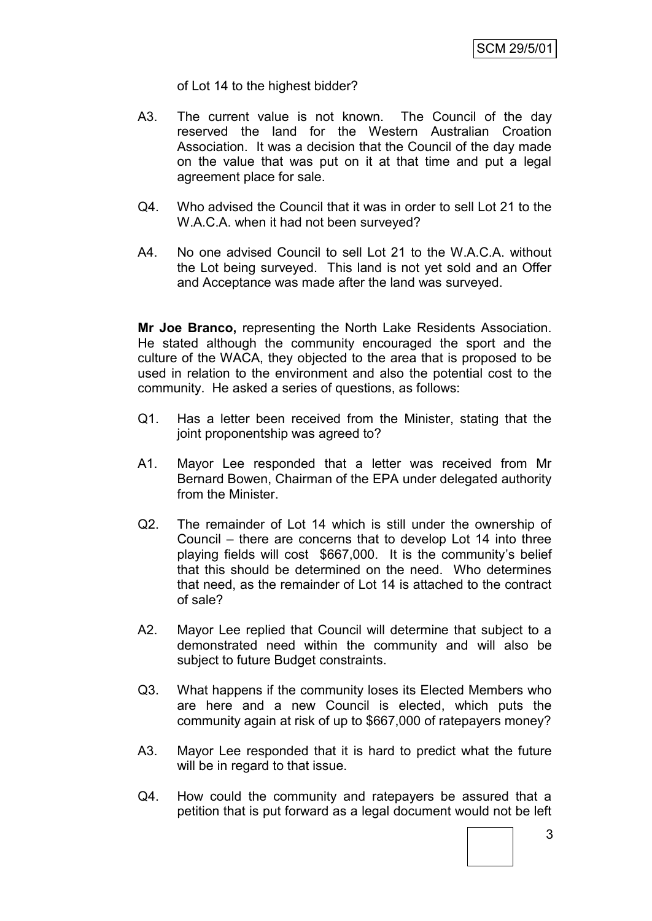of Lot 14 to the highest bidder?

A3. The current value is not known. The Council of the day reserved the land for the Western Australian Croation Association. It was a decision that the Council of the day made on the value that was put on it at that time and put a legal agreement place for sale.

Q4. Who advised the Council that it was in order to sell Lot 21 to the W.A.C.A. when it had not been surveyed?

A4. No one advised Council to sell Lot 21 to the W.A.C.A. without the Lot being surveyed. This land is not yet sold and an Offer and Acceptance was made after the land was surveyed.

**Mr Joe Branco,** representing the North Lake Residents Association. He stated although the community encouraged the sport and the culture of the WACA, they objected to the area that is proposed to be used in relation to the environment and also the potential cost to the community. He asked a series of questions, as follows:

Q1. Has a letter been received from the Minister, stating that the joint proponentship was agreed to?

A1. Mayor Lee responded that a letter was received from Mr Bernard Bowen, Chairman of the EPA under delegated authority from the Minister.

Q2. The remainder of Lot 14 which is still under the ownership of Council – there are concerns that to develop Lot 14 into three playing fields will cost $667,000. It is the community's belief that this should be determined on the need. Who determines that need, as the remainder of Lot 14 is attached to the contract of sale?

A2. Mayor Lee replied that Council will determine that subject to a demonstrated need within the community and will also be subject to future Budget constraints.

Q3. What happens if the community loses its Elected Members who are here and a new Council is elected, which puts the community again at risk of up to $667,000 of ratepayers money?

A3. Mayor Lee responded that it is hard to predict what the future will be in regard to that issue.

Q4. How could the community and ratepayers be assured that a petition that is put forward as a legal document would not be left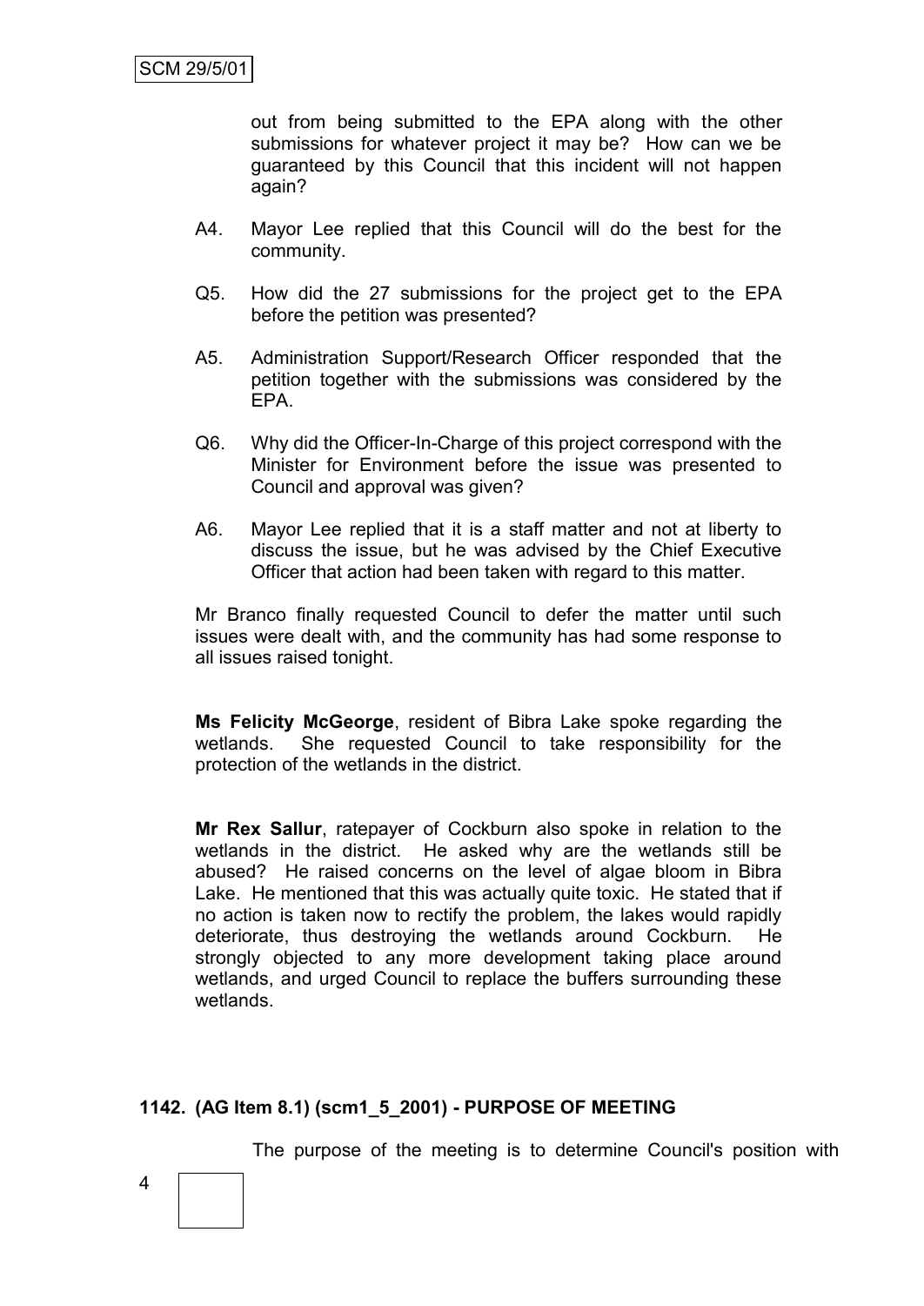out from being submitted to the EPA along with the other submissions for whatever project it may be? How can we be guaranteed by this Council that this incident will not happen again?

A4. Mayor Lee replied that this Council will do the best for the community.

Q5. How did the 27 submissions for the project get to the EPA before the petition was presented?

A5. Administration Support/Research Officer responded that the petition together with the submissions was considered by the EPA.

Q6. Why did the Officer-In-Charge of this project correspond with the Minister for Environment before the issue was presented to Council and approval was given?

A6. Mayor Lee replied that it is a staff matter and not at liberty to discuss the issue, but he was advised by the Chief Executive Officer that action had been taken with regard to this matter.

Mr Branco finally requested Council to defer the matter until such issues were dealt with, and the community has had some response to all issues raised tonight.

**Ms Felicity McGeorge**, resident of Bibra Lake spoke regarding the wetlands. She requested Council to take responsibility for the protection of the wetlands in the district.

**Mr Rex Sallur**, ratepayer of Cockburn also spoke in relation to the wetlands in the district. He asked why are the wetlands still be abused? He raised concerns on the level of algae bloom in Bibra Lake. He mentioned that this was actually quite toxic. He stated that if no action is taken now to rectify the problem, the lakes would rapidly deteriorate, thus destroying the wetlands around Cockburn. He strongly objected to any more development taking place around wetlands, and urged Council to replace the buffers surrounding these wetlands.

### 1142. (AG Item 8.1) (scm1_5_2001) - PURPOSE OF MEETING

The purpose of the meeting is to determine Council's position with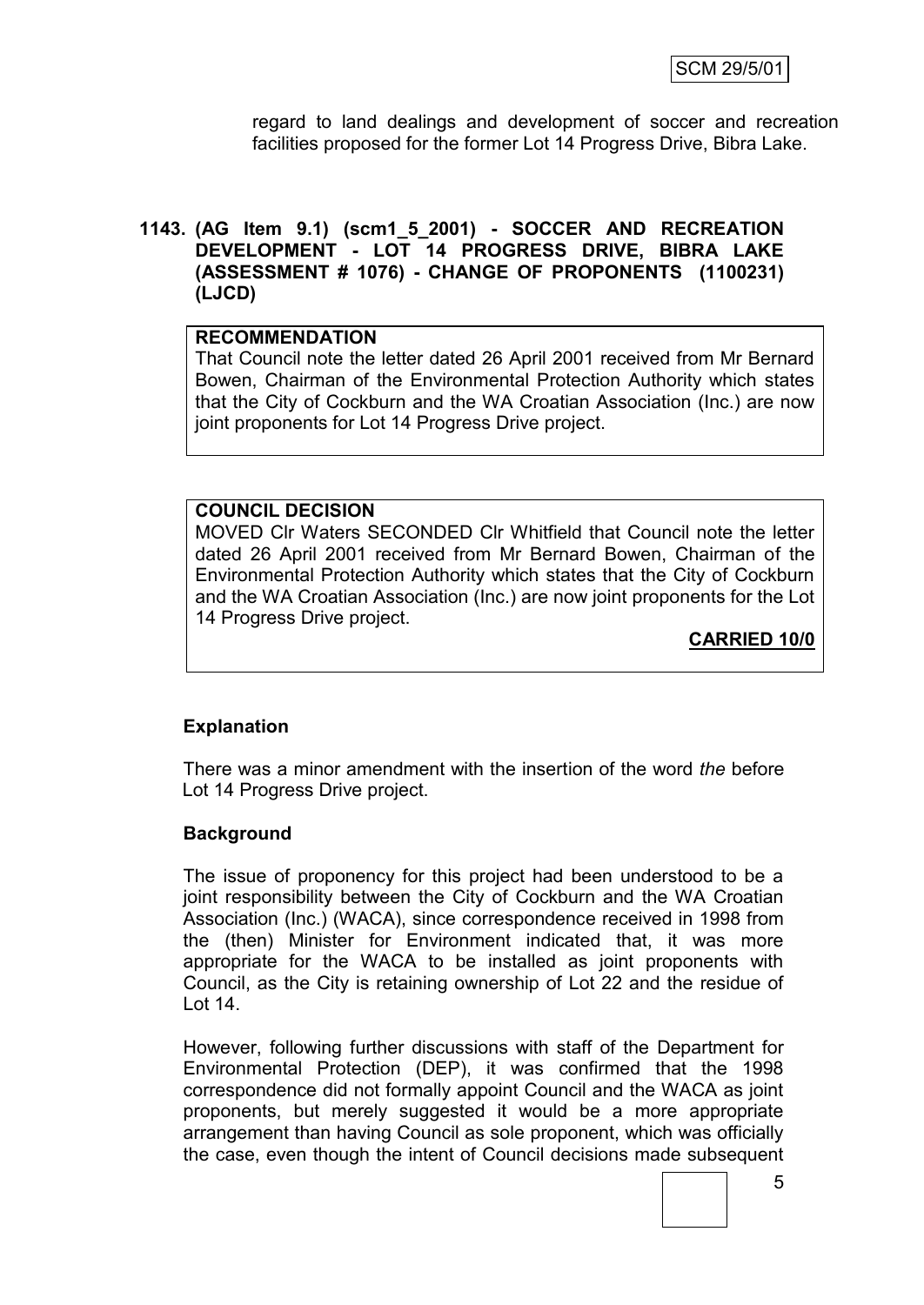regard to land dealings and development of soccer and recreation facilities proposed for the former Lot 14 Progress Drive, Bibra Lake.

**1143. (AG Item 9.1) (scm1_5_2001) - SOCCER AND RECREATION DEVELOPMENT - LOT 14 PROGRESS DRIVE, BIBRA LAKE (ASSESSMENT # 1076) - CHANGE OF PROPONENTS (1100231) (LJCD)**

**RECOMMENDATION**

That Council note the letter dated 26 April 2001 received from Mr Bernard Bowen, Chairman of the Environmental Protection Authority which states that the City of Cockburn and the WA Croatian Association (Inc.) are now joint proponents for Lot 14 Progress Drive project.

**COUNCIL DECISION**

MOVED Clr Waters SECONDED Clr Whitfield that Council note the letter dated 26 April 2001 received from Mr Bernard Bowen, Chairman of the Environmental Protection Authority which states that the City of Cockburn and the WA Croatian Association (Inc.) are now joint proponents for the Lot 14 Progress Drive project.

**CARRIED 10/0**

**Explanation**

There was a minor amendment with the insertion of the word *the* before Lot 14 Progress Drive project.

**Background**

The issue of proponency for this project had been understood to be a joint responsibility between the City of Cockburn and the WA Croatian Association (Inc.) (WACA), since correspondence received in 1998 from the (then) Minister for Environment indicated that, it was more appropriate for the WACA to be installed as joint proponents with Council, as the City is retaining ownership of Lot 22 and the residue of Lot 14.

However, following further discussions with staff of the Department for Environmental Protection (DEP), it was confirmed that the 1998 correspondence did not formally appoint Council and the WACA as joint proponents, but merely suggested it would be a more appropriate arrangement than having Council as sole proponent, which was officially the case, even though the intent of Council decisions made subsequent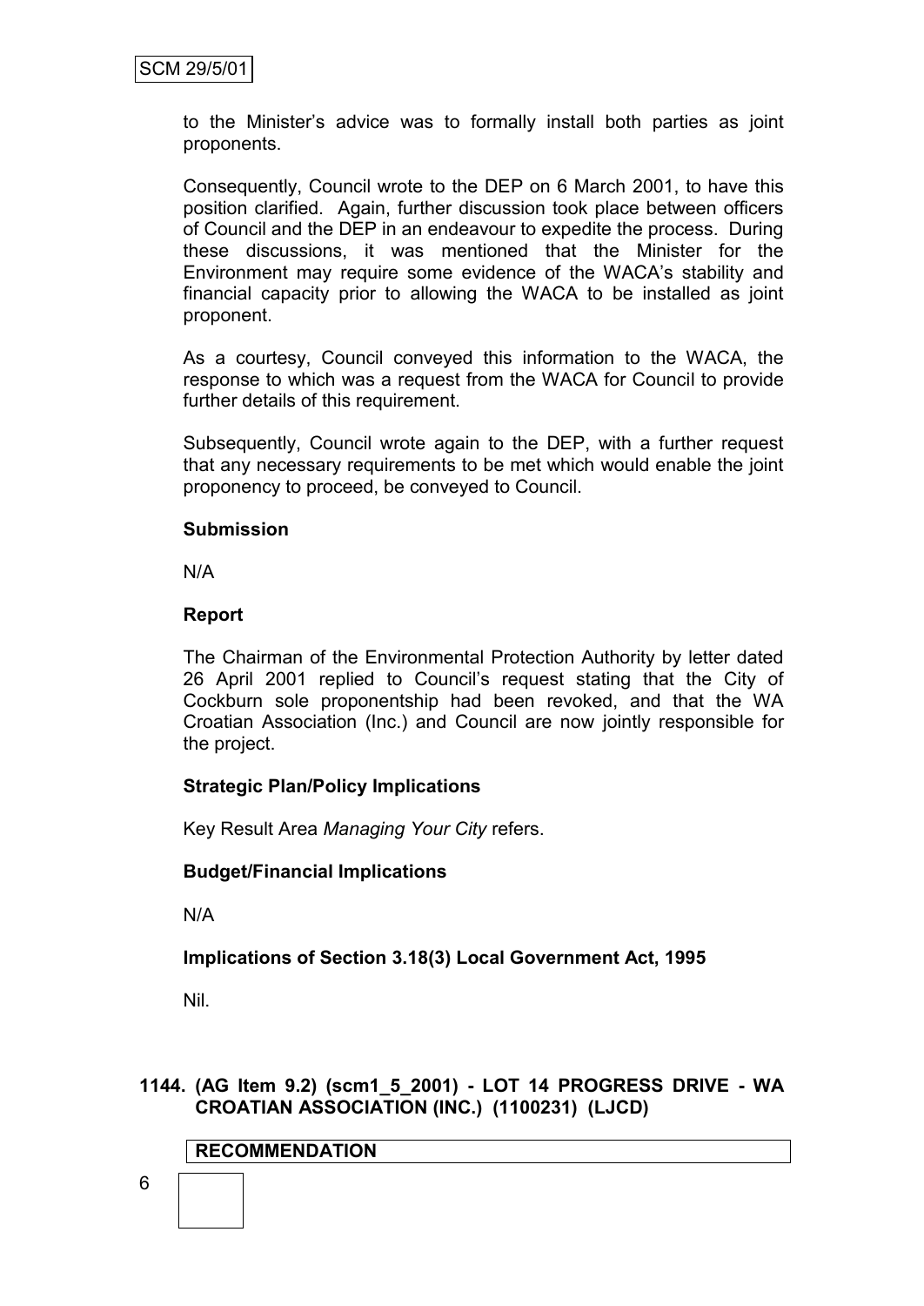to the Minister's advice was to formally install both parties as joint proponents.

Consequently, Council wrote to the DEP on 6 March 2001, to have this position clarified. Again, further discussion took place between officers of Council and the DEP in an endeavour to expedite the process. During these discussions, it was mentioned that the Minister for the Environment may require some evidence of the WACA's stability and financial capacity prior to allowing the WACA to be installed as joint proponent.

As a courtesy, Council conveyed this information to the WACA, the response to which was a request from the WACA for Council to provide further details of this requirement.

Subsequently, Council wrote again to the DEP, with a further request that any necessary requirements to be met which would enable the joint proponency to proceed, be conveyed to Council.

**Submission**

N/A

**Report**

The Chairman of the Environmental Protection Authority by letter dated 26 April 2001 replied to Council's request stating that the City of Cockburn sole proponentship had been revoked, and that the WA Croatian Association (Inc.) and Council are now jointly responsible for the project.

**Strategic Plan/Policy Implications**

Key Result Area *Managing Your City* refers.

**Budget/Financial Implications**

N/A

**Implications of Section 3.18(3) Local Government Act, 1995**

Nil.

**1144. (AG Item 9.2) (scm1_5_2001) - LOT 14 PROGRESS DRIVE - WA CROATIAN ASSOCIATION (INC.) (1100231) (LJCD)**

**RECOMMENDATION**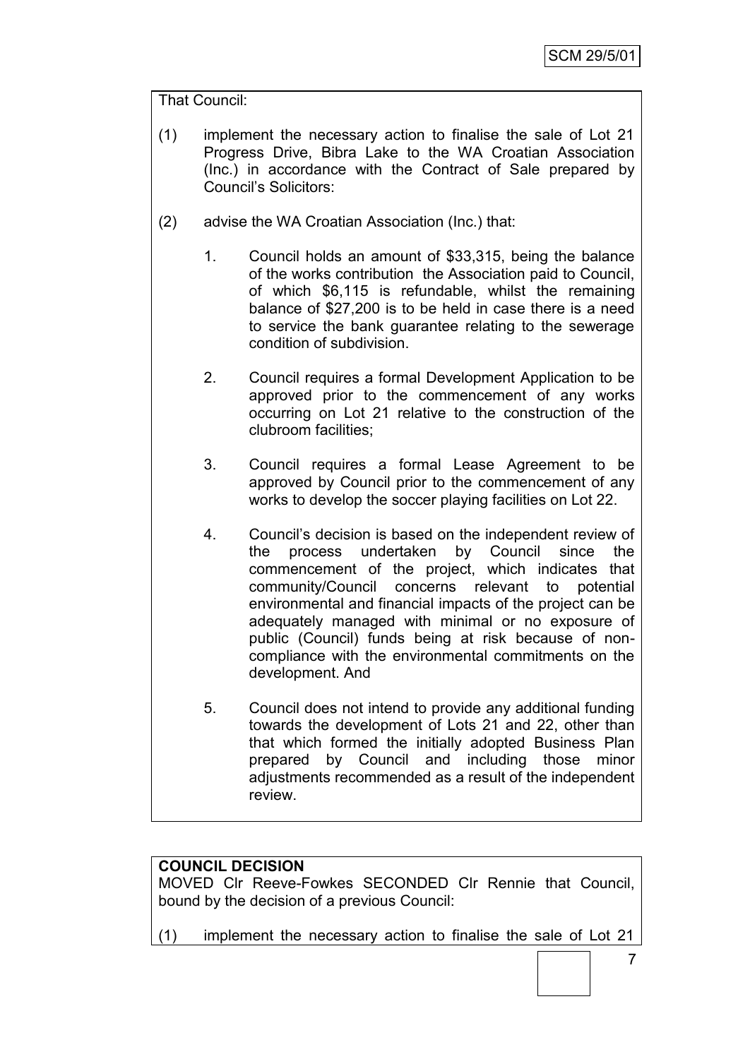That Council:

(1) implement the necessary action to finalise the sale of Lot 21 Progress Drive, Bibra Lake to the WA Croatian Association (Inc.) in accordance with the Contract of Sale prepared by Council's Solicitors:

(2) advise the WA Croatian Association (Inc.) that:

1. Council holds an amount of $33,315, being the balance of the works contribution the Association paid to Council, of which $6,115 is refundable, whilst the remaining balance of $27,200 is to be held in case there is a need to service the bank guarantee relating to the sewerage condition of subdivision.

2. Council requires a formal Development Application to be approved prior to the commencement of any works occurring on Lot 21 relative to the construction of the clubroom facilities;

3. Council requires a formal Lease Agreement to be approved by Council prior to the commencement of any works to develop the soccer playing facilities on Lot 22.

4. Council's decision is based on the independent review of the process undertaken by Council since the commencement of the project, which indicates that community/Council concerns relevant to potential environmental and financial impacts of the project can be adequately managed with minimal or no exposure of public (Council) funds being at risk because of non-compliance with the environmental commitments on the development. And

5. Council does not intend to provide any additional funding towards the development of Lots 21 and 22, other than that which formed the initially adopted Business Plan prepared by Council and including those minor adjustments recommended as a result of the independent review.

**COUNCIL DECISION**

MOVED Clr Reeve-Fowkes SECONDED Clr Rennie that Council, bound by the decision of a previous Council:

(1) implement the necessary action to finalise the sale of Lot 21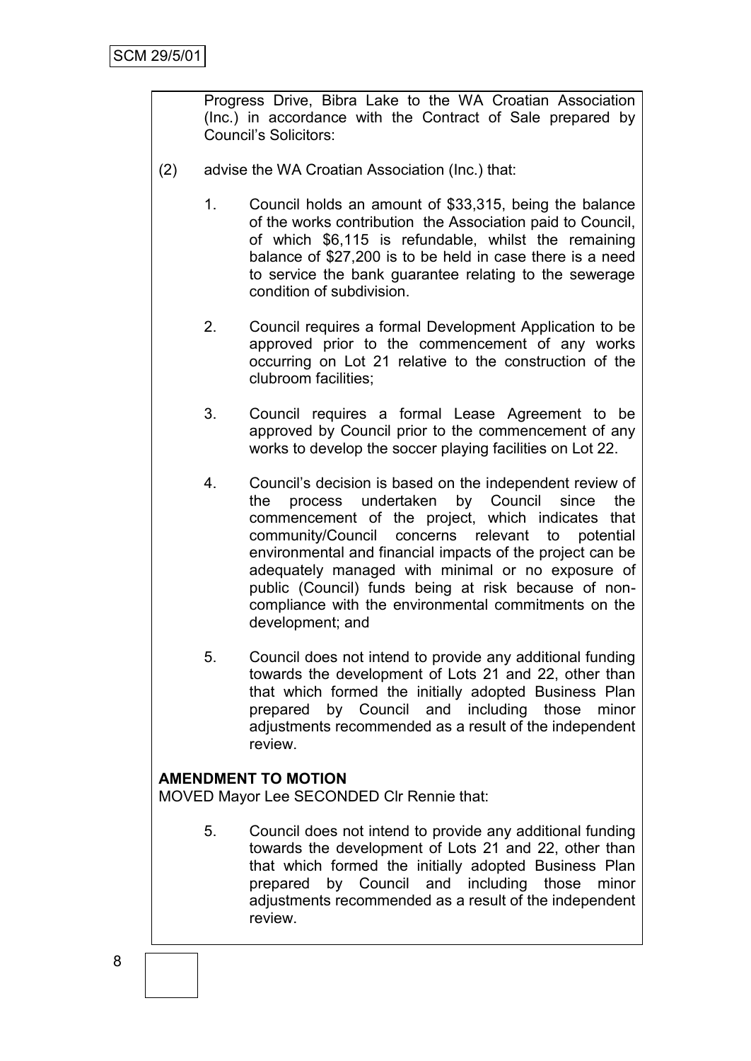Progress Drive, Bibra Lake to the WA Croatian Association (Inc.) in accordance with the Contract of Sale prepared by Council's Solicitors:

(2) advise the WA Croatian Association (Inc.) that:

1. Council holds an amount of $33,315, being the balance of the works contribution the Association paid to Council, of which $6,115 is refundable, whilst the remaining balance of $27,200 is to be held in case there is a need to service the bank guarantee relating to the sewerage condition of subdivision.

2. Council requires a formal Development Application to be approved prior to the commencement of any works occurring on Lot 21 relative to the construction of the clubroom facilities;

3. Council requires a formal Lease Agreement to be approved by Council prior to the commencement of any works to develop the soccer playing facilities on Lot 22.

4. Council's decision is based on the independent review of the process undertaken by Council since the commencement of the project, which indicates that community/Council concerns relevant to potential environmental and financial impacts of the project can be adequately managed with minimal or no exposure of public (Council) funds being at risk because of non-compliance with the environmental commitments on the development; and

5. Council does not intend to provide any additional funding towards the development of Lots 21 and 22, other than that which formed the initially adopted Business Plan prepared by Council and including those minor adjustments recommended as a result of the independent review.

**AMENDMENT TO MOTION**

MOVED Mayor Lee SECONDED Clr Rennie that:

5. Council does not intend to provide any additional funding towards the development of Lots 21 and 22, other than that which formed the initially adopted Business Plan prepared by Council and including those minor adjustments recommended as a result of the independent review.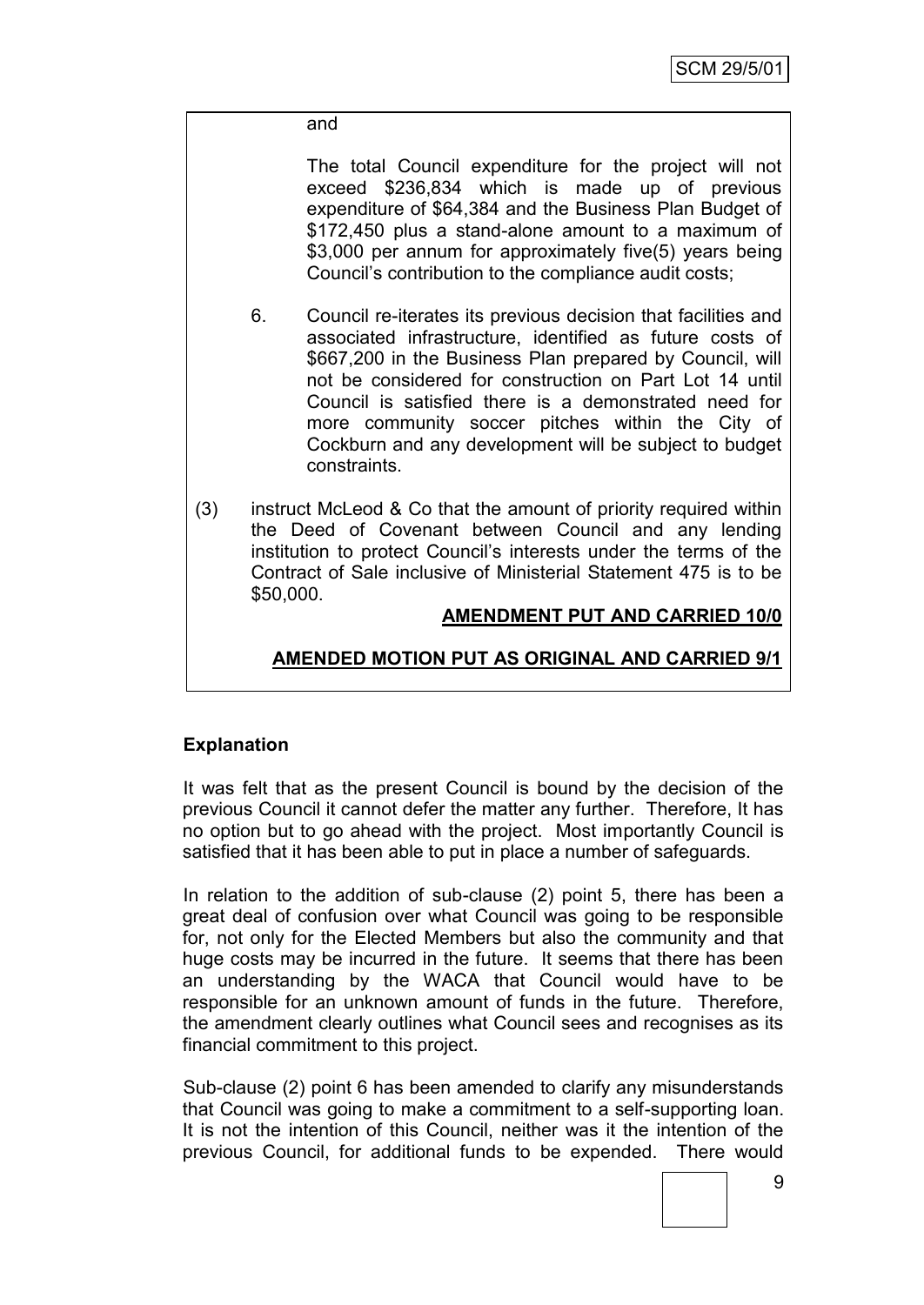and

The total Council expenditure for the project will not exceed $236,834 which is made up of previous expenditure of $64,384 and the Business Plan Budget of $172,450 plus a stand-alone amount to a maximum of $3,000 per annum for approximately five(5) years being Council's contribution to the compliance audit costs;

6. Council re-iterates its previous decision that facilities and associated infrastructure, identified as future costs of $667,200 in the Business Plan prepared by Council, will not be considered for construction on Part Lot 14 until Council is satisfied there is a demonstrated need for more community soccer pitches within the City of Cockburn and any development will be subject to budget constraints.

(3) instruct McLeod & Co that the amount of priority required within the Deed of Covenant between Council and any lending institution to protect Council's interests under the terms of the Contract of Sale inclusive of Ministerial Statement 475 is to be $50,000.

**AMENDMENT PUT AND CARRIED 10/0**

**AMENDED MOTION PUT AS ORIGINAL AND CARRIED 9/1**

**Explanation**

It was felt that as the present Council is bound by the decision of the previous Council it cannot defer the matter any further. Therefore, It has no option but to go ahead with the project. Most importantly Council is satisfied that it has been able to put in place a number of safeguards.

In relation to the addition of sub-clause (2) point 5, there has been a great deal of confusion over what Council was going to be responsible for, not only for the Elected Members but also the community and that huge costs may be incurred in the future. It seems that there has been an understanding by the WACA that Council would have to be responsible for an unknown amount of funds in the future. Therefore, the amendment clearly outlines what Council sees and recognises as its financial commitment to this project.

Sub-clause (2) point 6 has been amended to clarify any misunderstands that Council was going to make a commitment to a self-supporting loan. It is not the intention of this Council, neither was it the intention of the previous Council, for additional funds to be expended. There would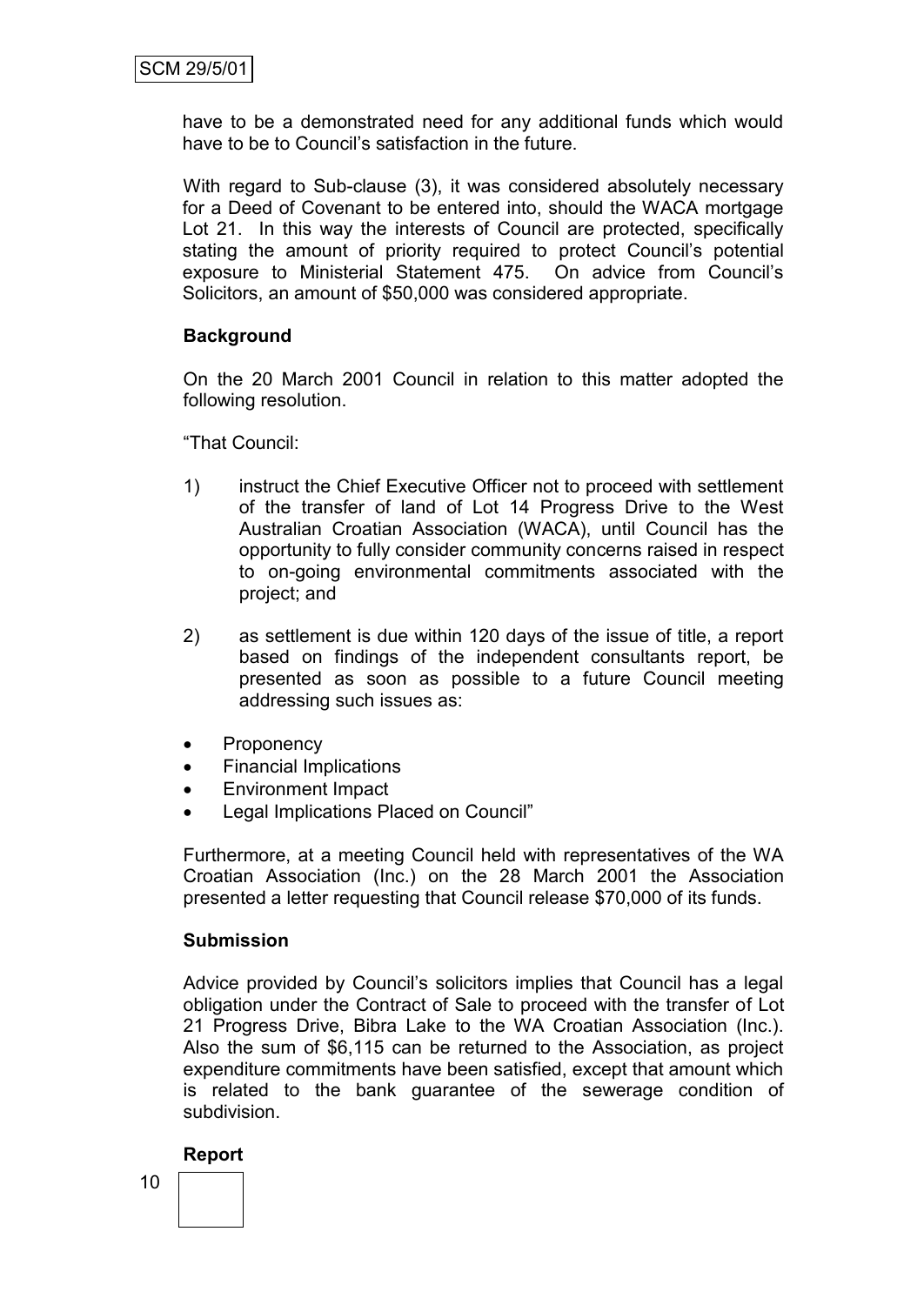have to be a demonstrated need for any additional funds which would have to be to Council's satisfaction in the future.

With regard to Sub-clause (3), it was considered absolutely necessary for a Deed of Covenant to be entered into, should the WACA mortgage Lot 21. In this way the interests of Council are protected, specifically stating the amount of priority required to protect Council's potential exposure to Ministerial Statement 475. On advice from Council's Solicitors, an amount of $50,000 was considered appropriate.

**Background**

On the 20 March 2001 Council in relation to this matter adopted the following resolution.

"That Council:

1) instruct the Chief Executive Officer not to proceed with settlement of the transfer of land of Lot 14 Progress Drive to the West Australian Croatian Association (WACA), until Council has the opportunity to fully consider community concerns raised in respect to on-going environmental commitments associated with the project; and

2) as settlement is due within 120 days of the issue of title, a report based on findings of the independent consultants report, be presented as soon as possible to a future Council meeting addressing such issues as:

- Proponency
- Financial Implications
- Environment Impact
- Legal Implications Placed on Council"

Furthermore, at a meeting Council held with representatives of the WA Croatian Association (Inc.) on the 28 March 2001 the Association presented a letter requesting that Council release $70,000 of its funds.

**Submission**

Advice provided by Council's solicitors implies that Council has a legal obligation under the Contract of Sale to proceed with the transfer of Lot 21 Progress Drive, Bibra Lake to the WA Croatian Association (Inc.). Also the sum of $6,115 can be returned to the Association, as project expenditure commitments have been satisfied, except that amount which is related to the bank guarantee of the sewerage condition of subdivision.

**Report**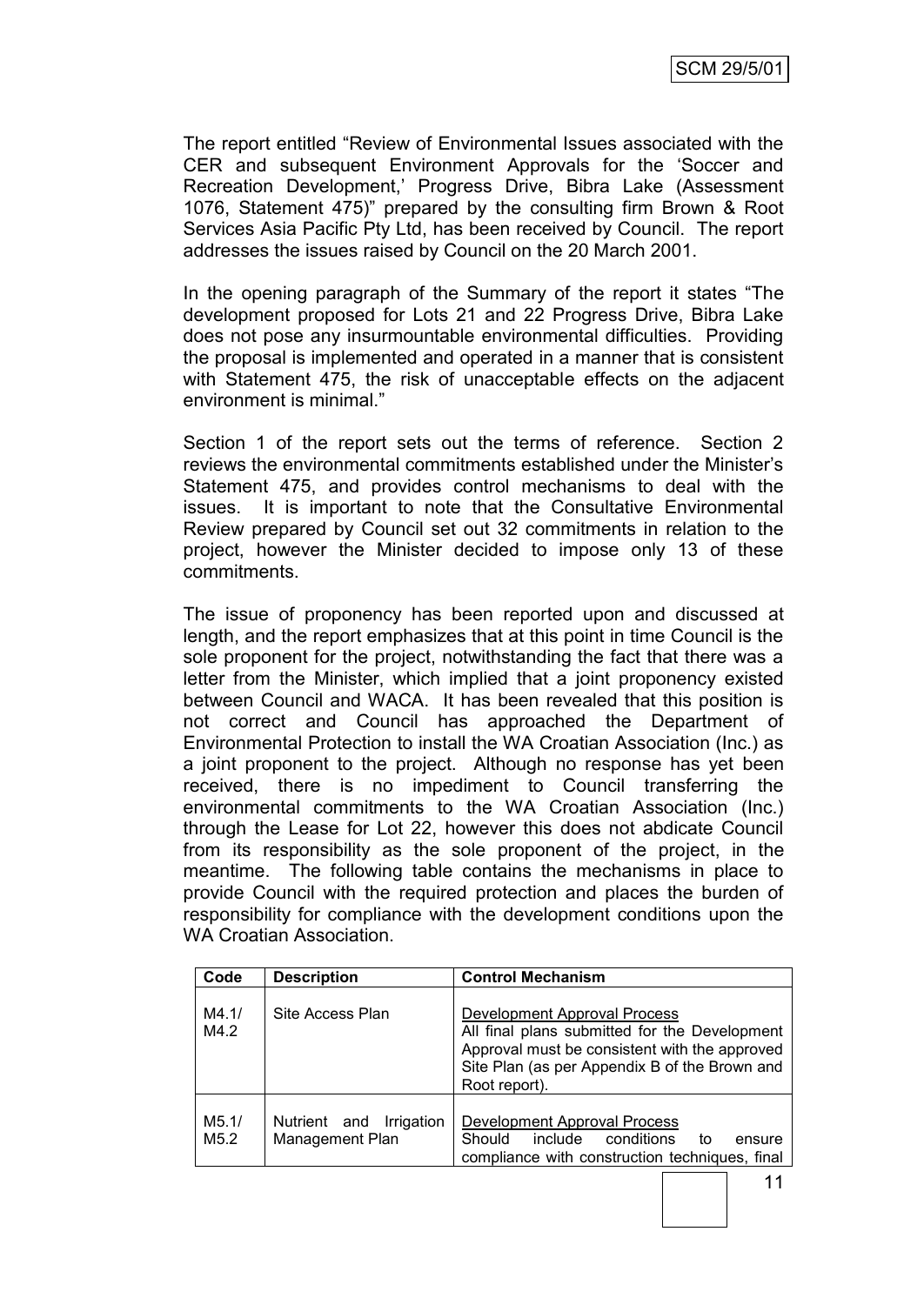The report entitled "Review of Environmental Issues associated with the CER and subsequent Environment Approvals for the 'Soccer and Recreation Development,' Progress Drive, Bibra Lake (Assessment 1076, Statement 475)" prepared by the consulting firm Brown & Root Services Asia Pacific Pty Ltd, has been received by Council. The report addresses the issues raised by Council on the 20 March 2001.

In the opening paragraph of the Summary of the report it states "The development proposed for Lots 21 and 22 Progress Drive, Bibra Lake does not pose any insurmountable environmental difficulties. Providing the proposal is implemented and operated in a manner that is consistent with Statement 475, the risk of unacceptable effects on the adjacent environment is minimal."

Section 1 of the report sets out the terms of reference. Section 2 reviews the environmental commitments established under the Minister's Statement 475, and provides control mechanisms to deal with the issues. It is important to note that the Consultative Environmental Review prepared by Council set out 32 commitments in relation to the project, however the Minister decided to impose only 13 of these commitments.

The issue of proponency has been reported upon and discussed at length, and the report emphasizes that at this point in time Council is the sole proponent for the project, notwithstanding the fact that there was a letter from the Minister, which implied that a joint proponency existed between Council and WACA. It has been revealed that this position is not correct and Council has approached the Department of Environmental Protection to install the WA Croatian Association (Inc.) as a joint proponent to the project. Although no response has yet been received, there is no impediment to Council transferring the environmental commitments to the WA Croatian Association (Inc.) through the Lease for Lot 22, however this does not abdicate Council from its responsibility as the sole proponent of the project, in the meantime. The following table contains the mechanisms in place to provide Council with the required protection and places the burden of responsibility for compliance with the development conditions upon the WA Croatian Association.

| Code | Description | Control Mechanism |
|---|---|---|
| M4.1/ M4.2 | Site Access Plan | Development Approval Process<br>All final plans submitted for the Development Approval must be consistent with the approved Site Plan (as per Appendix B of the Brown and Root report). |
| M5.1/ M5.2 | Nutrient and Irrigation Management Plan | Development Approval Process<br>Should include conditions to ensure compliance with construction techniques, final |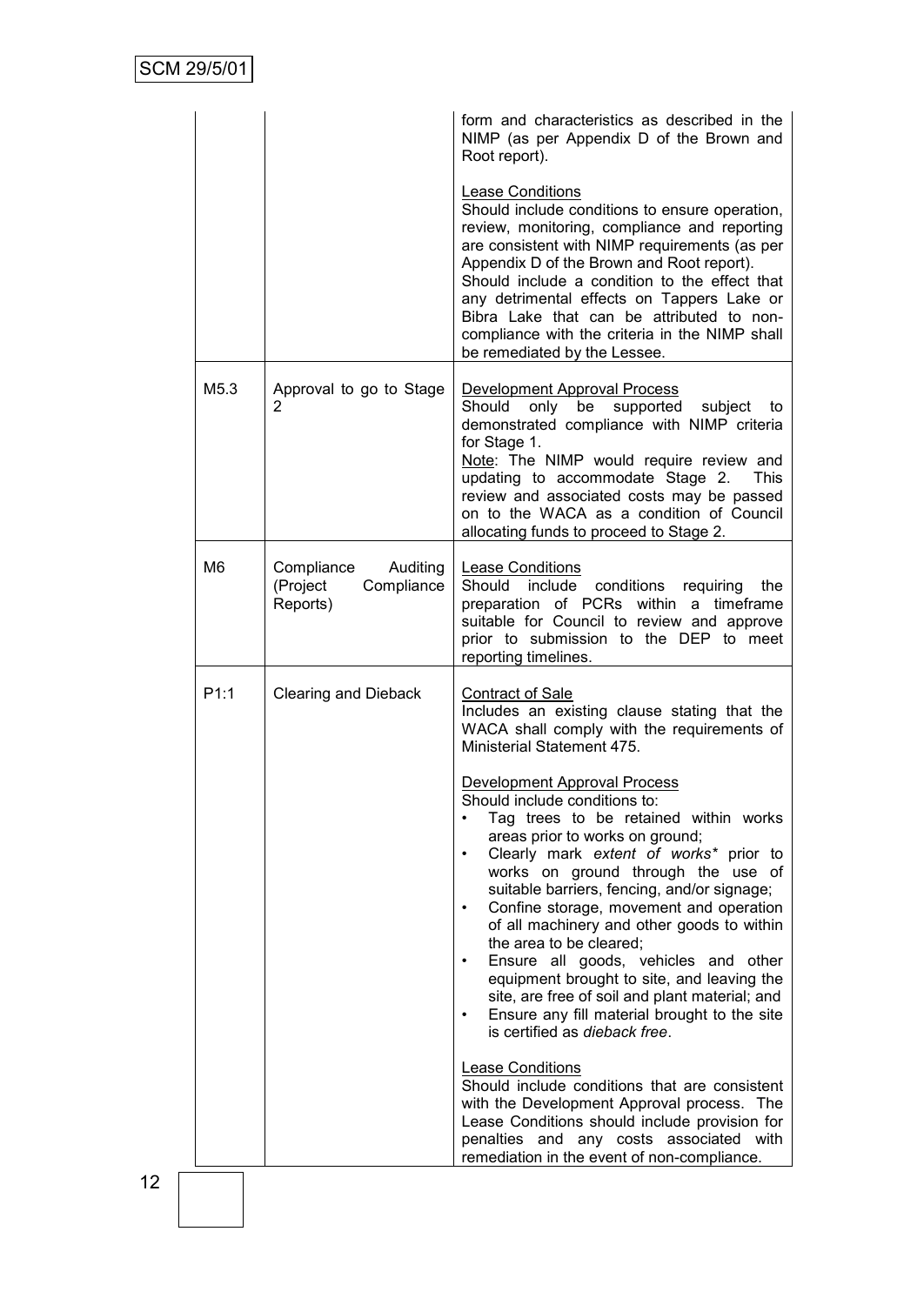| | | |
|---|---|---|
| | | form and characteristics as described in the NIMP (as per Appendix D of the Brown and Root report).<br><br><u>Lease Conditions</u><br>Should include conditions to ensure operation, review, monitoring, compliance and reporting are consistent with NIMP requirements (as per Appendix D of the Brown and Root report).<br>Should include a condition to the effect that any detrimental effects on Tappers Lake or Bibra Lake that can be attributed to non-compliance with the criteria in the NIMP shall be remediated by the Lessee. |
| M5.3 | Approval to go to Stage 2 | <u>Development Approval Process</u><br>Should only be supported subject to demonstrated compliance with NIMP criteria for Stage 1.<br><u>Note</u>: The NIMP would require review and updating to accommodate Stage 2. This review and associated costs may be passed on to the WACA as a condition of Council allocating funds to proceed to Stage 2. |
| M6 | Compliance Auditing (Project Compliance Reports) | <u>Lease Conditions</u><br>Should include conditions requiring the preparation of PCRs within a timeframe suitable for Council to review and approve prior to submission to the DEP to meet reporting timelines. |
| P1:1 | Clearing and Dieback | <u>Contract of Sale</u><br>Includes an existing clause stating that the WACA shall comply with the requirements of Ministerial Statement 475.<br><br><u>Development Approval Process</u><br>Should include conditions to:<br>• Tag trees to be retained within works areas prior to works on ground;<br>• Clearly mark *extent of works\** prior to works on ground through the use of suitable barriers, fencing, and/or signage;<br>• Confine storage, movement and operation of all machinery and other goods to within the area to be cleared;<br>• Ensure all goods, vehicles and other equipment brought to site, and leaving the site, are free of soil and plant material; and<br>• Ensure any fill material brought to the site is certified as *dieback free*.<br><br><u>Lease Conditions</u><br>Should include conditions that are consistent with the Development Approval process. The Lease Conditions should include provision for penalties and any costs associated with remediation in the event of non-compliance. |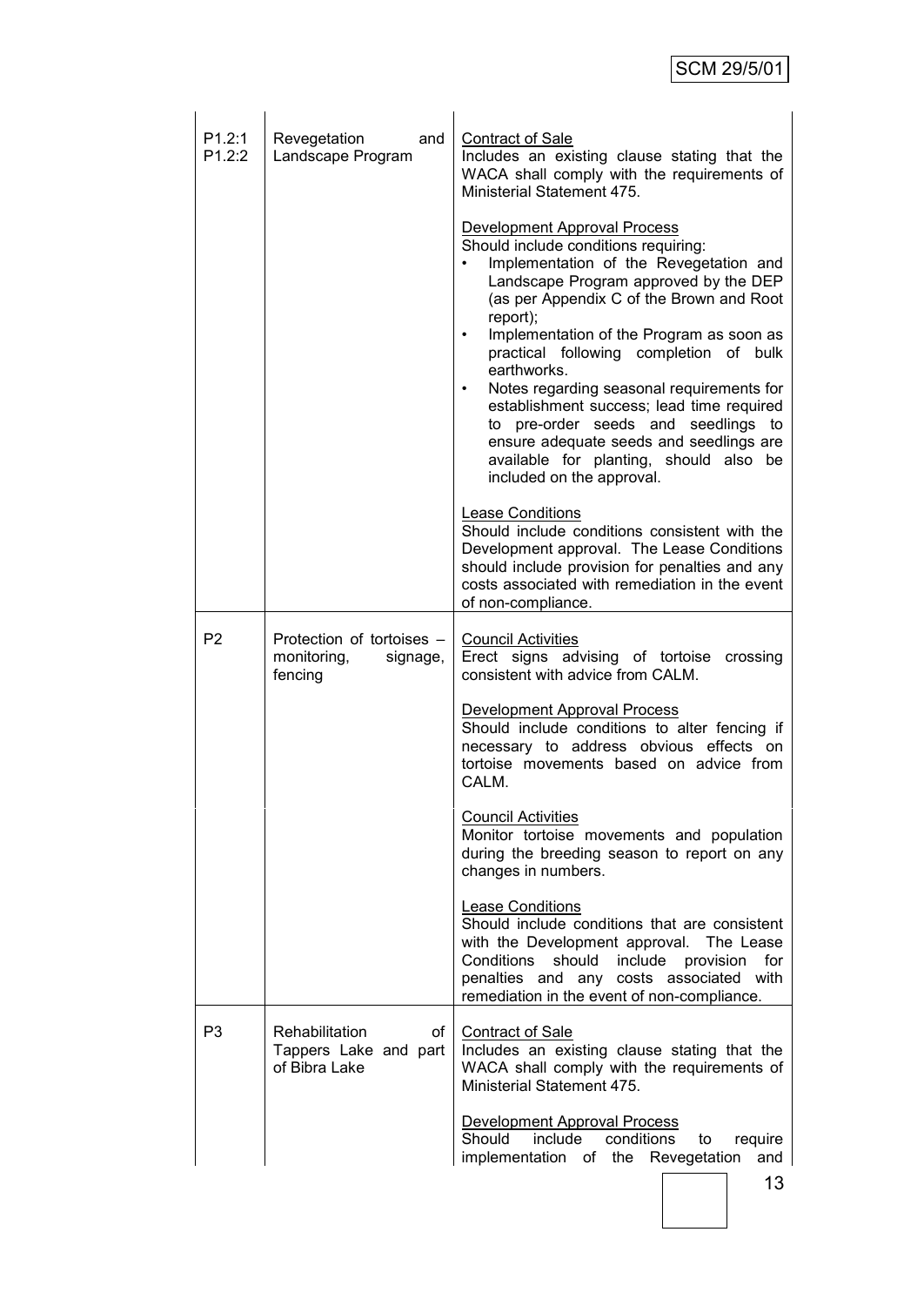| | | |
|---|---|---|
| P1.2:1<br>P1.2:2 | Revegetation and Landscape Program | <u>Contract of Sale</u><br>Includes an existing clause stating that the WACA shall comply with the requirements of Ministerial Statement 475.<br><br><u>Development Approval Process</u><br>Should include conditions requiring:<br>• Implementation of the Revegetation and Landscape Program approved by the DEP (as per Appendix C of the Brown and Root report);<br>• Implementation of the Program as soon as practical following completion of bulk earthworks.<br>• Notes regarding seasonal requirements for establishment success; lead time required to pre-order seeds and seedlings to ensure adequate seeds and seedlings are available for planting, should also be included on the approval.<br><br><u>Lease Conditions</u><br>Should include conditions consistent with the Development approval. The Lease Conditions should include provision for penalties and any costs associated with remediation in the event of non-compliance. |
| P2 | Protection of tortoises – monitoring, signage, fencing | <u>Council Activities</u><br>Erect signs advising of tortoise crossing consistent with advice from CALM.<br><br><u>Development Approval Process</u><br>Should include conditions to alter fencing if necessary to address obvious effects on tortoise movements based on advice from CALM. |
| | | <u>Council Activities</u><br>Monitor tortoise movements and population during the breeding season to report on any changes in numbers.<br><br><u>Lease Conditions</u><br>Should include conditions that are consistent with the Development approval. The Lease Conditions should include provision for penalties and any costs associated with remediation in the event of non-compliance. |
| P3 | Rehabilitation of Tappers Lake and part of Bibra Lake | <u>Contract of Sale</u><br>Includes an existing clause stating that the WACA shall comply with the requirements of Ministerial Statement 475.<br><br><u>Development Approval Process</u><br>Should include conditions to require implementation of the Revegetation and |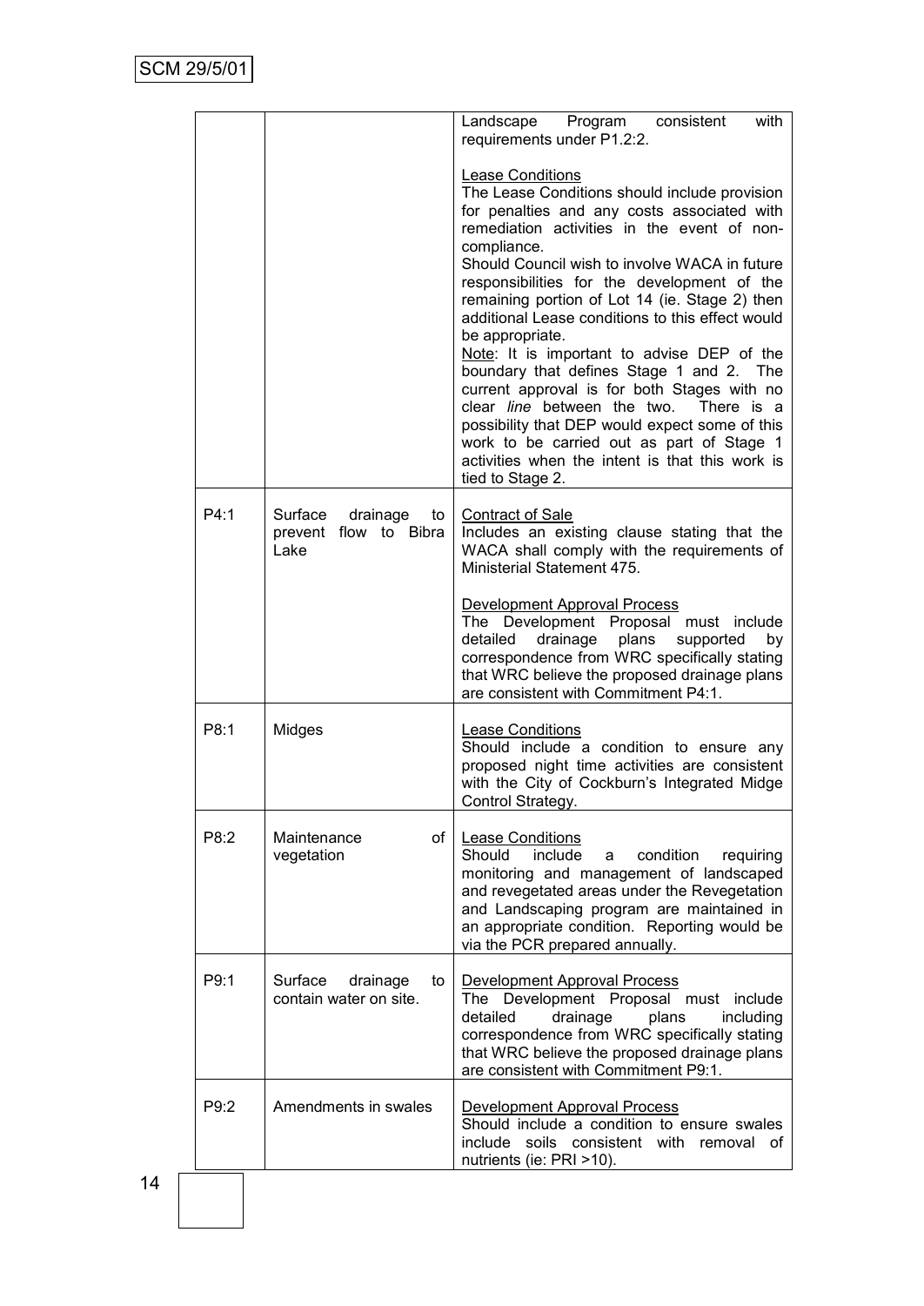| | | |
|---|---|---|
| | | Landscape Program consistent with requirements under P1.2:2.<br><br><u>Lease Conditions</u><br>The Lease Conditions should include provision for penalties and any costs associated with remediation activities in the event of non-compliance.<br>Should Council wish to involve WACA in future responsibilities for the development of the remaining portion of Lot 14 (ie. Stage 2) then additional Lease conditions to this effect would be appropriate.<br><u>Note</u>: It is important to advise DEP of the boundary that defines Stage 1 and 2. The current approval is for both Stages with no clear *line* between the two. There is a possibility that DEP would expect some of this work to be carried out as part of Stage 1 activities when the intent is that this work is tied to Stage 2. |
| P4:1 | Surface drainage to prevent flow to Bibra Lake | <u>Contract of Sale</u><br>Includes an existing clause stating that the WACA shall comply with the requirements of Ministerial Statement 475.<br><br><u>Development Approval Process</u><br>The Development Proposal must include detailed drainage plans supported by correspondence from WRC specifically stating that WRC believe the proposed drainage plans are consistent with Commitment P4:1. |
| P8:1 | Midges | <u>Lease Conditions</u><br>Should include a condition to ensure any proposed night time activities are consistent with the City of Cockburn's Integrated Midge Control Strategy. |
| P8:2 | Maintenance of vegetation | <u>Lease Conditions</u><br>Should include a condition requiring monitoring and management of landscaped and revegetated areas under the Revegetation and Landscaping program are maintained in an appropriate condition. Reporting would be via the PCR prepared annually. |
| P9:1 | Surface drainage to contain water on site. | <u>Development Approval Process</u><br>The Development Proposal must include detailed drainage plans including correspondence from WRC specifically stating that WRC believe the proposed drainage plans are consistent with Commitment P9:1. |
| P9:2 | Amendments in swales | <u>Development Approval Process</u><br>Should include a condition to ensure swales include soils consistent with removal of nutrients (ie: PRI >10). |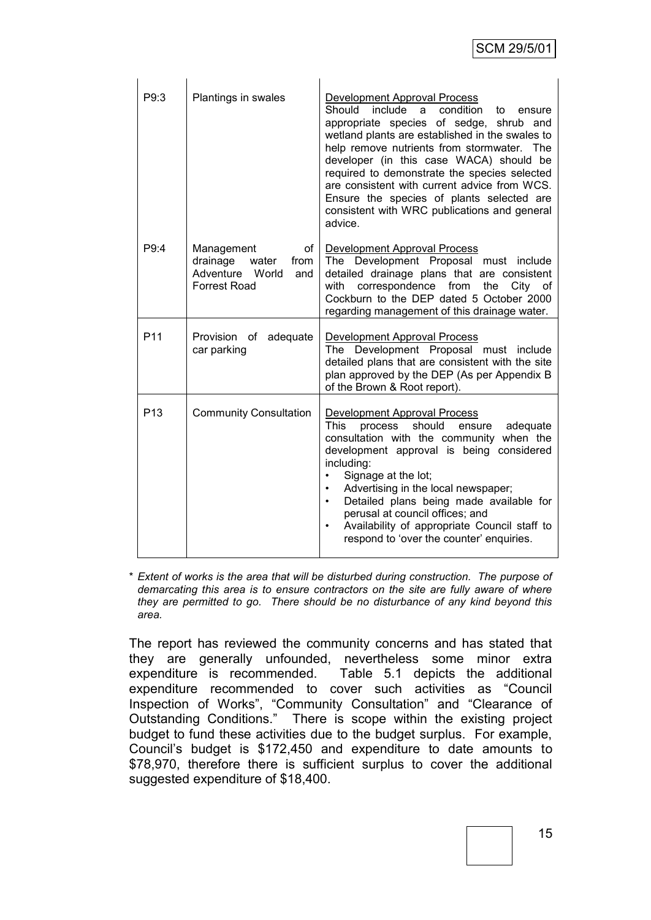| | | |
|---|---|---|
| P9:3 | Plantings in swales | Development Approval Process<br>Should include a condition to ensure appropriate species of sedge, shrub and wetland plants are established in the swales to help remove nutrients from stormwater. The developer (in this case WACA) should be required to demonstrate the species selected are consistent with current advice from WCS. Ensure the species of plants selected are consistent with WRC publications and general advice. |
| P9:4 | Management of drainage water from Adventure World and Forrest Road | Development Approval Process<br>The Development Proposal must include detailed drainage plans that are consistent with correspondence from the City of Cockburn to the DEP dated 5 October 2000 regarding management of this drainage water. |
| P11 | Provision of adequate car parking | Development Approval Process<br>The Development Proposal must include detailed plans that are consistent with the site plan approved by the DEP (As per Appendix B of the Brown & Root report). |
| P13 | Community Consultation | Development Approval Process<br>This process should ensure adequate consultation with the community when the development approval is being considered including:<br>• Signage at the lot;<br>• Advertising in the local newspaper;<br>• Detailed plans being made available for perusal at council offices; and<br>• Availability of appropriate Council staff to respond to 'over the counter' enquiries. |

\* *Extent of works is the area that will be disturbed during construction. The purpose of demarcating this area is to ensure contractors on the site are fully aware of where they are permitted to go. There should be no disturbance of any kind beyond this area.*

The report has reviewed the community concerns and has stated that they are generally unfounded, nevertheless some minor extra expenditure is recommended. Table 5.1 depicts the additional expenditure recommended to cover such activities as "Council Inspection of Works", "Community Consultation" and "Clearance of Outstanding Conditions." There is scope within the existing project budget to fund these activities due to the budget surplus. For example, Council's budget is $172,450 and expenditure to date amounts to $78,970, therefore there is sufficient surplus to cover the additional suggested expenditure of $18,400.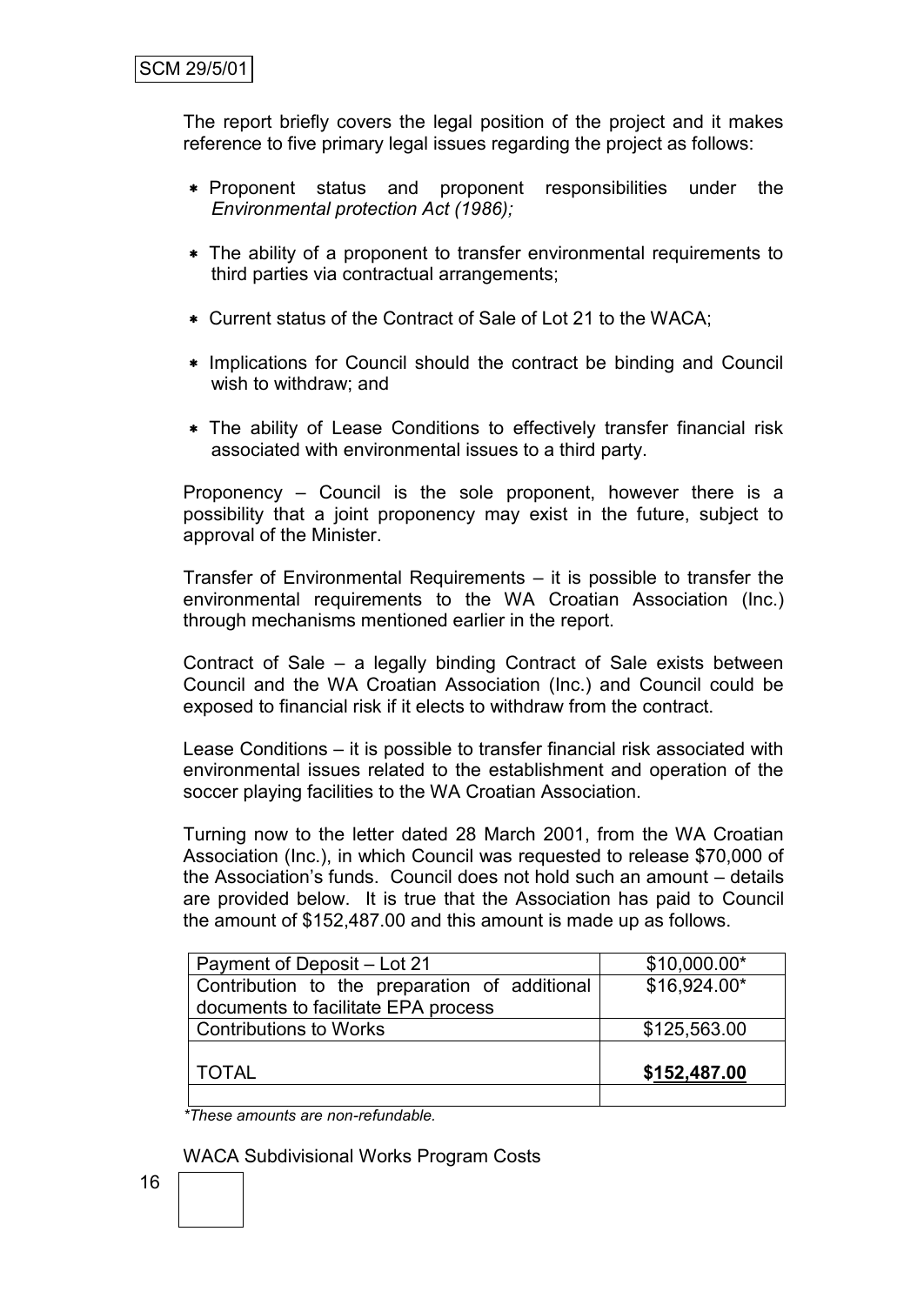The report briefly covers the legal position of the project and it makes reference to five primary legal issues regarding the project as follows:

- Proponent status and proponent responsibilities under the *Environmental protection Act (1986);*
- The ability of a proponent to transfer environmental requirements to third parties via contractual arrangements;
- Current status of the Contract of Sale of Lot 21 to the WACA;
- Implications for Council should the contract be binding and Council wish to withdraw; and
- The ability of Lease Conditions to effectively transfer financial risk associated with environmental issues to a third party.

Proponency – Council is the sole proponent, however there is a possibility that a joint proponency may exist in the future, subject to approval of the Minister.

Transfer of Environmental Requirements – it is possible to transfer the environmental requirements to the WA Croatian Association (Inc.) through mechanisms mentioned earlier in the report.

Contract of Sale – a legally binding Contract of Sale exists between Council and the WA Croatian Association (Inc.) and Council could be exposed to financial risk if it elects to withdraw from the contract.

Lease Conditions – it is possible to transfer financial risk associated with environmental issues related to the establishment and operation of the soccer playing facilities to the WA Croatian Association.

Turning now to the letter dated 28 March 2001, from the WA Croatian Association (Inc.), in which Council was requested to release $70,000 of the Association's funds. Council does not hold such an amount – details are provided below. It is true that the Association has paid to Council the amount of $152,487.00 and this amount is made up as follows.

| | |
|---|---|
| Payment of Deposit – Lot 21 | $10,000.00* |
| Contribution to the preparation of additional documents to facilitate EPA process | $16,924.00* |
| Contributions to Works | $125,563.00 |
| TOTAL | **$152,487.00** |
| | |

*\*These amounts are non-refundable.*

WACA Subdivisional Works Program Costs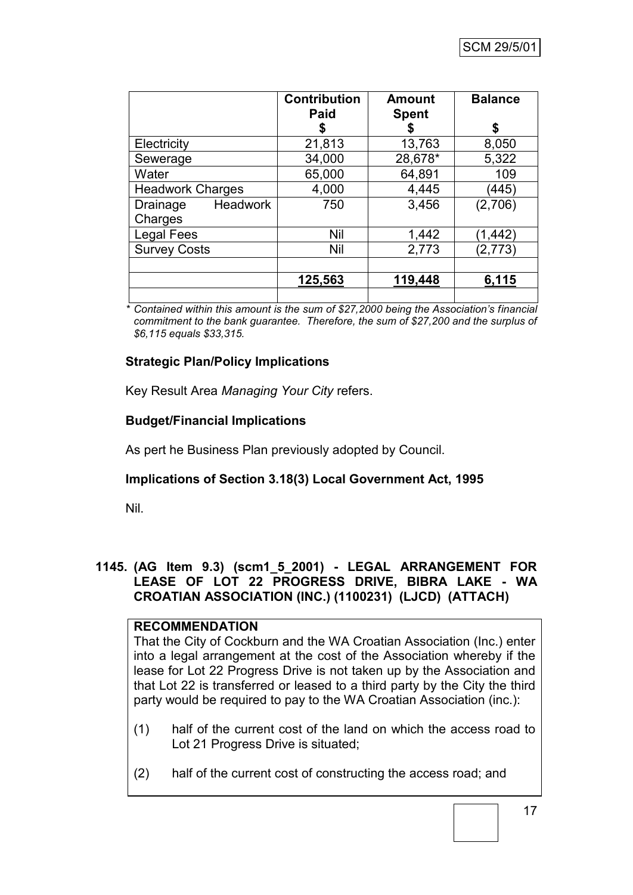| | Contribution Paid $ | Amount Spent $ | Balance $ |
|---|---|---|---|
| Electricity | 21,813 | 13,763 | 8,050 |
| Sewerage | 34,000 | 28,678* | 5,322 |
| Water | 65,000 | 64,891 | 109 |
| Headwork Charges | 4,000 | 4,445 | (445) |
| Drainage Headwork Charges | 750 | 3,456 | (2,706) |
| Legal Fees | Nil | 1,442 | (1,442) |
| Survey Costs | Nil | 2,773 | (2,773) |
| | | | |
| | **125,563** | **119,448** | **6,115** |
| | | | |

*\* Contained within this amount is the sum of $27,2000 being the Association's financial commitment to the bank guarantee. Therefore, the sum of $27,200 and the surplus of $6,115 equals $33,315.*

**Strategic Plan/Policy Implications**

Key Result Area *Managing Your City* refers.

**Budget/Financial Implications**

As pert he Business Plan previously adopted by Council.

**Implications of Section 3.18(3) Local Government Act, 1995**

Nil.

### 1145. (AG Item 9.3) (scm1_5_2001) - LEGAL ARRANGEMENT FOR LEASE OF LOT 22 PROGRESS DRIVE, BIBRA LAKE - WA CROATIAN ASSOCIATION (INC.) (1100231) (LJCD) (ATTACH)

**RECOMMENDATION**

That the City of Cockburn and the WA Croatian Association (Inc.) enter into a legal arrangement at the cost of the Association whereby if the lease for Lot 22 Progress Drive is not taken up by the Association and that Lot 22 is transferred or leased to a third party by the City the third party would be required to pay to the WA Croatian Association (inc.):

(1) half of the current cost of the land on which the access road to Lot 21 Progress Drive is situated;

(2) half of the current cost of constructing the access road; and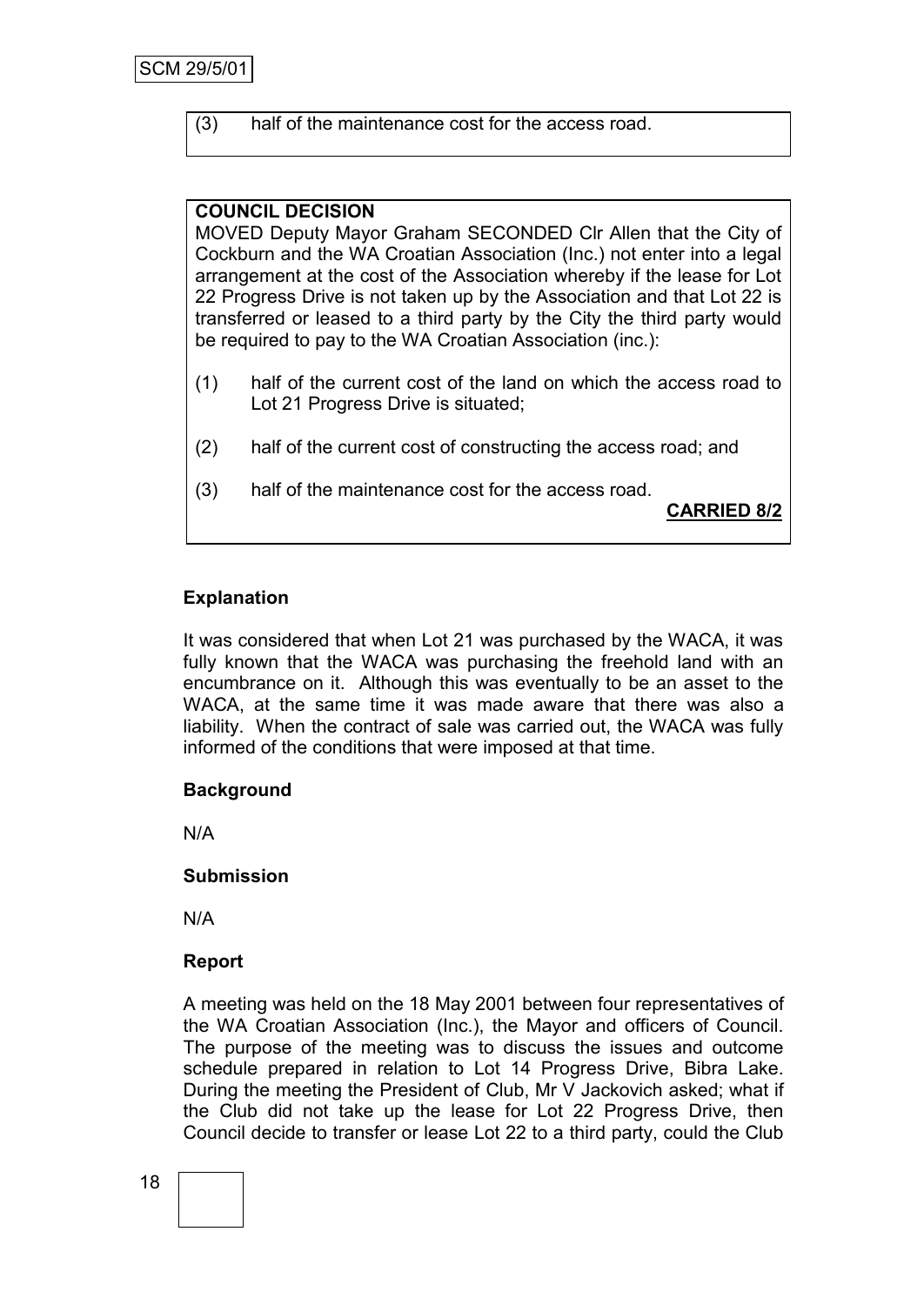(3) half of the maintenance cost for the access road.

**COUNCIL DECISION**

MOVED Deputy Mayor Graham SECONDED Clr Allen that the City of Cockburn and the WA Croatian Association (Inc.) not enter into a legal arrangement at the cost of the Association whereby if the lease for Lot 22 Progress Drive is not taken up by the Association and that Lot 22 is transferred or leased to a third party by the City the third party would be required to pay to the WA Croatian Association (inc.):

(1) half of the current cost of the land on which the access road to Lot 21 Progress Drive is situated;

(2) half of the current cost of constructing the access road; and

(3) half of the maintenance cost for the access road.

**CARRIED 8/2**

**Explanation**

It was considered that when Lot 21 was purchased by the WACA, it was fully known that the WACA was purchasing the freehold land with an encumbrance on it. Although this was eventually to be an asset to the WACA, at the same time it was made aware that there was also a liability. When the contract of sale was carried out, the WACA was fully informed of the conditions that were imposed at that time.

**Background**

N/A

**Submission**

N/A

**Report**

A meeting was held on the 18 May 2001 between four representatives of the WA Croatian Association (Inc.), the Mayor and officers of Council. The purpose of the meeting was to discuss the issues and outcome schedule prepared in relation to Lot 14 Progress Drive, Bibra Lake. During the meeting the President of Club, Mr V Jackovich asked; what if the Club did not take up the lease for Lot 22 Progress Drive, then Council decide to transfer or lease Lot 22 to a third party, could the Club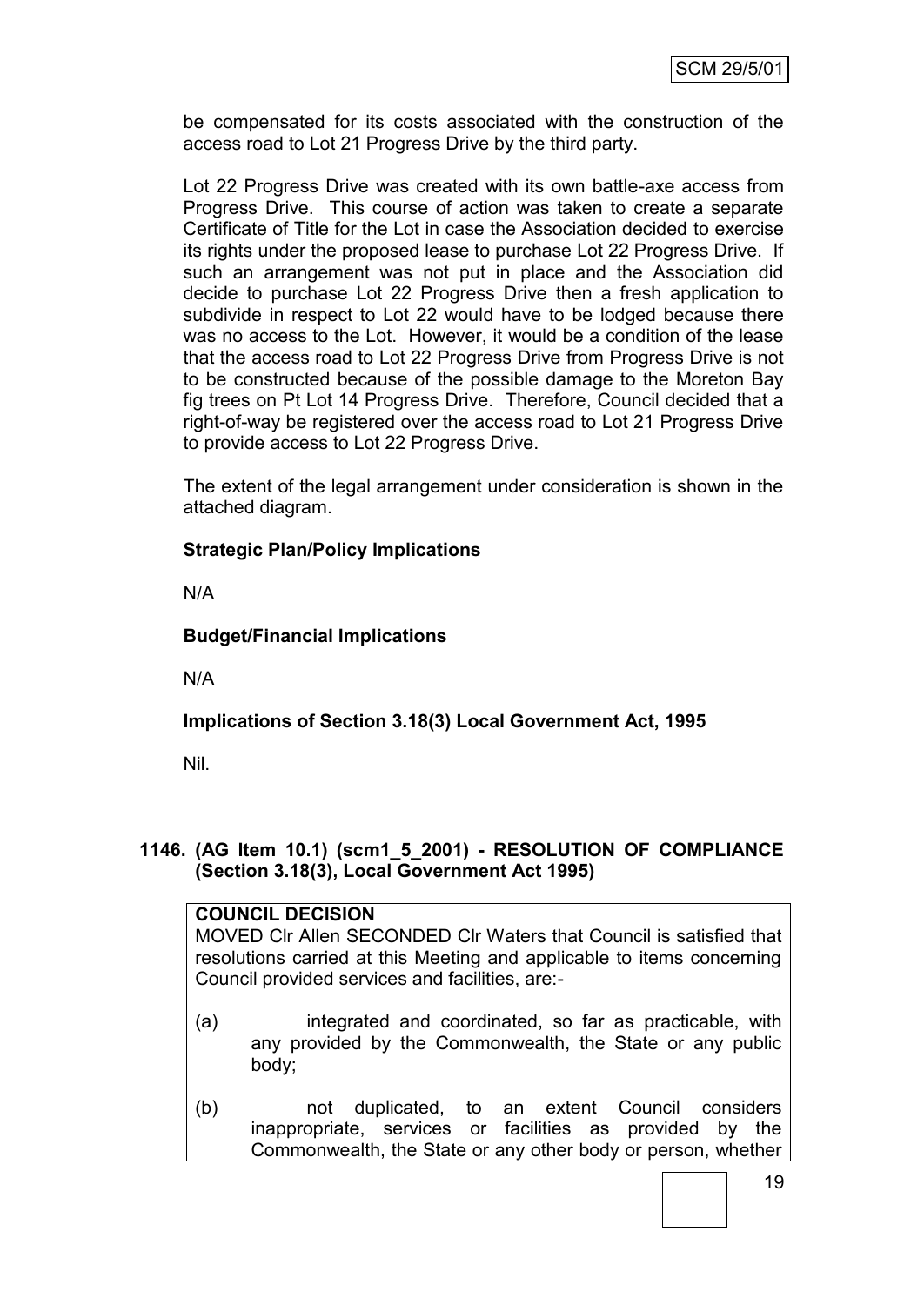be compensated for its costs associated with the construction of the access road to Lot 21 Progress Drive by the third party.

Lot 22 Progress Drive was created with its own battle-axe access from Progress Drive. This course of action was taken to create a separate Certificate of Title for the Lot in case the Association decided to exercise its rights under the proposed lease to purchase Lot 22 Progress Drive. If such an arrangement was not put in place and the Association did decide to purchase Lot 22 Progress Drive then a fresh application to subdivide in respect to Lot 22 would have to be lodged because there was no access to the Lot. However, it would be a condition of the lease that the access road to Lot 22 Progress Drive from Progress Drive is not to be constructed because of the possible damage to the Moreton Bay fig trees on Pt Lot 14 Progress Drive. Therefore, Council decided that a right-of-way be registered over the access road to Lot 21 Progress Drive to provide access to Lot 22 Progress Drive.

The extent of the legal arrangement under consideration is shown in the attached diagram.

**Strategic Plan/Policy Implications**

N/A

**Budget/Financial Implications**

N/A

**Implications of Section 3.18(3) Local Government Act, 1995**

Nil.

## 1146. (AG Item 10.1) (scm1_5_2001) - RESOLUTION OF COMPLIANCE (Section 3.18(3), Local Government Act 1995)

**COUNCIL DECISION**

MOVED Clr Allen SECONDED Clr Waters that Council is satisfied that resolutions carried at this Meeting and applicable to items concerning Council provided services and facilities, are:-

(a) integrated and coordinated, so far as practicable, with any provided by the Commonwealth, the State or any public body;

(b) not duplicated, to an extent Council considers inappropriate, services or facilities as provided by the Commonwealth, the State or any other body or person, whether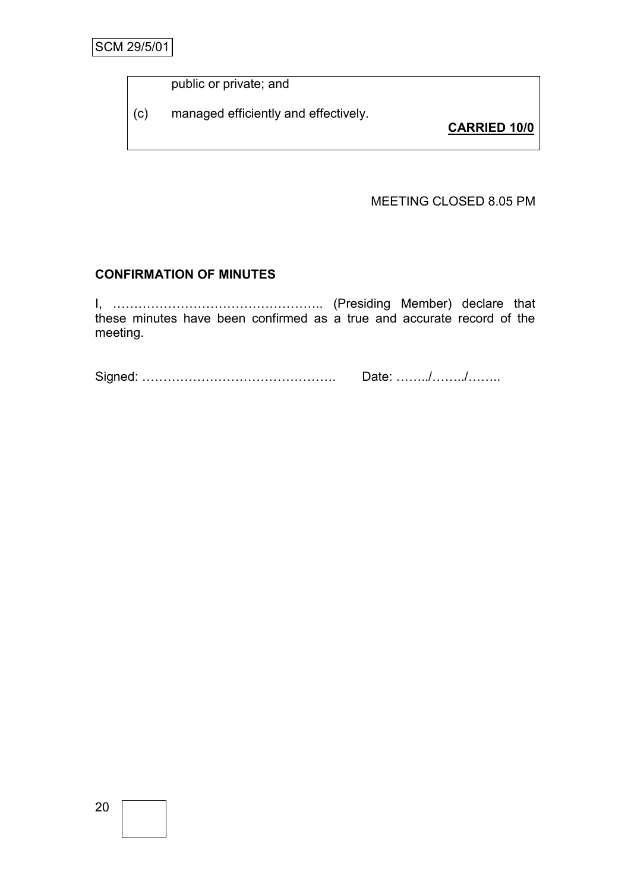public or private; and

(c) managed efficiently and effectively.

**CARRIED 10/0**

MEETING CLOSED 8.05 PM

**CONFIRMATION OF MINUTES**

I, ………………………………………….. (Presiding Member) declare that these minutes have been confirmed as a true and accurate record of the meeting.

Signed: ………………………………………. Date: ……../……../……..